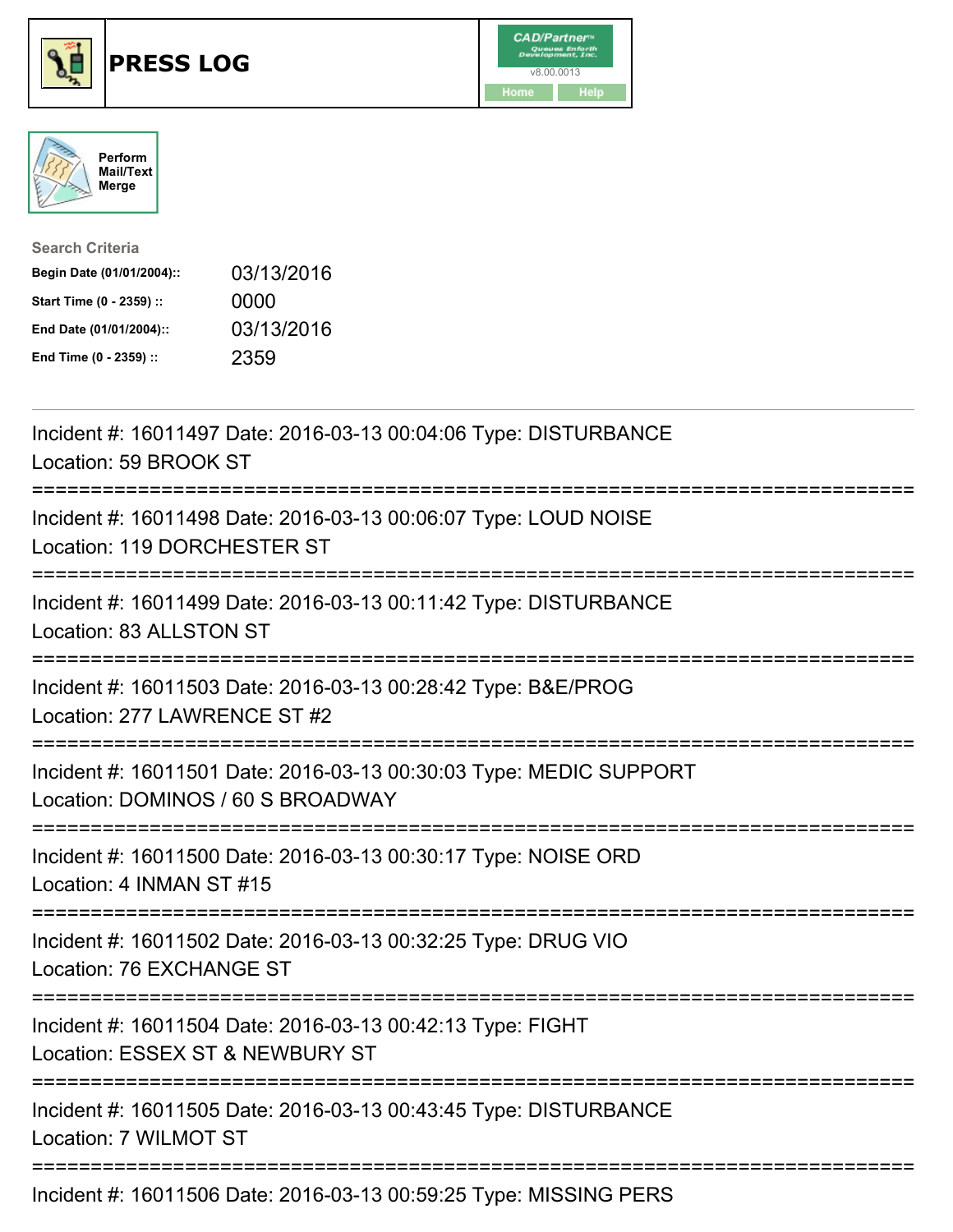# PRESS LOG

CAD/Partner
v8.00.0013
Home Help

Perform Mail/Text Merge

**Search Criteria**

| | |
|---|---|
| **Begin Date (01/01/2004)::** | 03/13/2016 |
| **Start Time (0 - 2359) ::** | 0000 |
| **End Date (01/01/2004)::** | 03/13/2016 |
| **End Time (0 - 2359) ::** | 2359 |

---

Incident #: 16011497 Date: 2016-03-13 00:04:06 Type: DISTURBANCE
Location: 59 BROOK ST

===========================================================================

Incident #: 16011498 Date: 2016-03-13 00:06:07 Type: LOUD NOISE
Location: 119 DORCHESTER ST

===========================================================================

Incident #: 16011499 Date: 2016-03-13 00:11:42 Type: DISTURBANCE
Location: 83 ALLSTON ST

===========================================================================

Incident #: 16011503 Date: 2016-03-13 00:28:42 Type: B&E/PROG
Location: 277 LAWRENCE ST #2

===========================================================================

Incident #: 16011501 Date: 2016-03-13 00:30:03 Type: MEDIC SUPPORT
Location: DOMINOS / 60 S BROADWAY

===========================================================================

Incident #: 16011500 Date: 2016-03-13 00:30:17 Type: NOISE ORD
Location: 4 INMAN ST #15

===========================================================================

Incident #: 16011502 Date: 2016-03-13 00:32:25 Type: DRUG VIO
Location: 76 EXCHANGE ST

===========================================================================

Incident #: 16011504 Date: 2016-03-13 00:42:13 Type: FIGHT
Location: ESSEX ST & NEWBURY ST

===========================================================================

Incident #: 16011505 Date: 2016-03-13 00:43:45 Type: DISTURBANCE
Location: 7 WILMOT ST

===========================================================================

Incident #: 16011506 Date: 2016-03-13 00:59:25 Type: MISSING PERS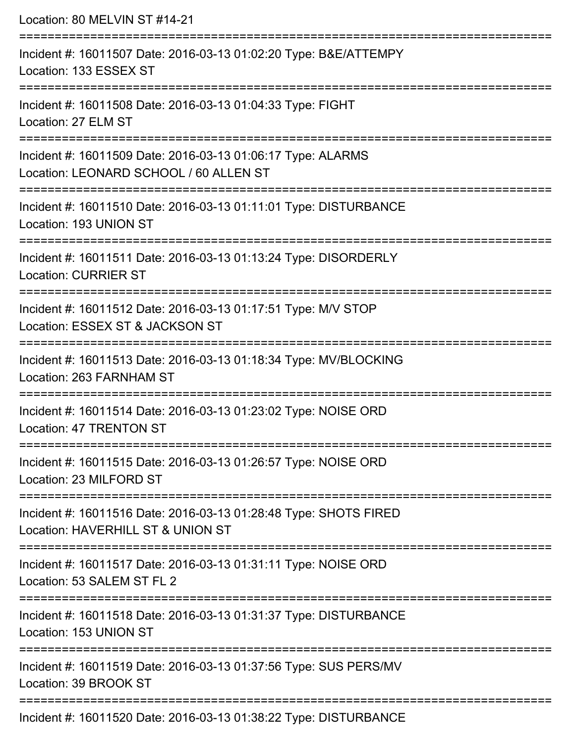Location: 80 MELVIN ST #14-21

===========================================================================

Incident #: 16011507 Date: 2016-03-13 01:02:20 Type: B&E/ATTEMPY
Location: 133 ESSEX ST

===========================================================================

Incident #: 16011508 Date: 2016-03-13 01:04:33 Type: FIGHT
Location: 27 ELM ST

===========================================================================

Incident #: 16011509 Date: 2016-03-13 01:06:17 Type: ALARMS
Location: LEONARD SCHOOL / 60 ALLEN ST

===========================================================================

Incident #: 16011510 Date: 2016-03-13 01:11:01 Type: DISTURBANCE
Location: 193 UNION ST

===========================================================================

Incident #: 16011511 Date: 2016-03-13 01:13:24 Type: DISORDERLY
Location: CURRIER ST

===========================================================================

Incident #: 16011512 Date: 2016-03-13 01:17:51 Type: M/V STOP
Location: ESSEX ST & JACKSON ST

===========================================================================

Incident #: 16011513 Date: 2016-03-13 01:18:34 Type: MV/BLOCKING
Location: 263 FARNHAM ST

===========================================================================

Incident #: 16011514 Date: 2016-03-13 01:23:02 Type: NOISE ORD
Location: 47 TRENTON ST

===========================================================================

Incident #: 16011515 Date: 2016-03-13 01:26:57 Type: NOISE ORD
Location: 23 MILFORD ST

===========================================================================

Incident #: 16011516 Date: 2016-03-13 01:28:48 Type: SHOTS FIRED
Location: HAVERHILL ST & UNION ST

===========================================================================

Incident #: 16011517 Date: 2016-03-13 01:31:11 Type: NOISE ORD
Location: 53 SALEM ST FL 2

===========================================================================

Incident #: 16011518 Date: 2016-03-13 01:31:37 Type: DISTURBANCE
Location: 153 UNION ST

===========================================================================

Incident #: 16011519 Date: 2016-03-13 01:37:56 Type: SUS PERS/MV
Location: 39 BROOK ST

===========================================================================

Incident #: 16011520 Date: 2016-03-13 01:38:22 Type: DISTURBANCE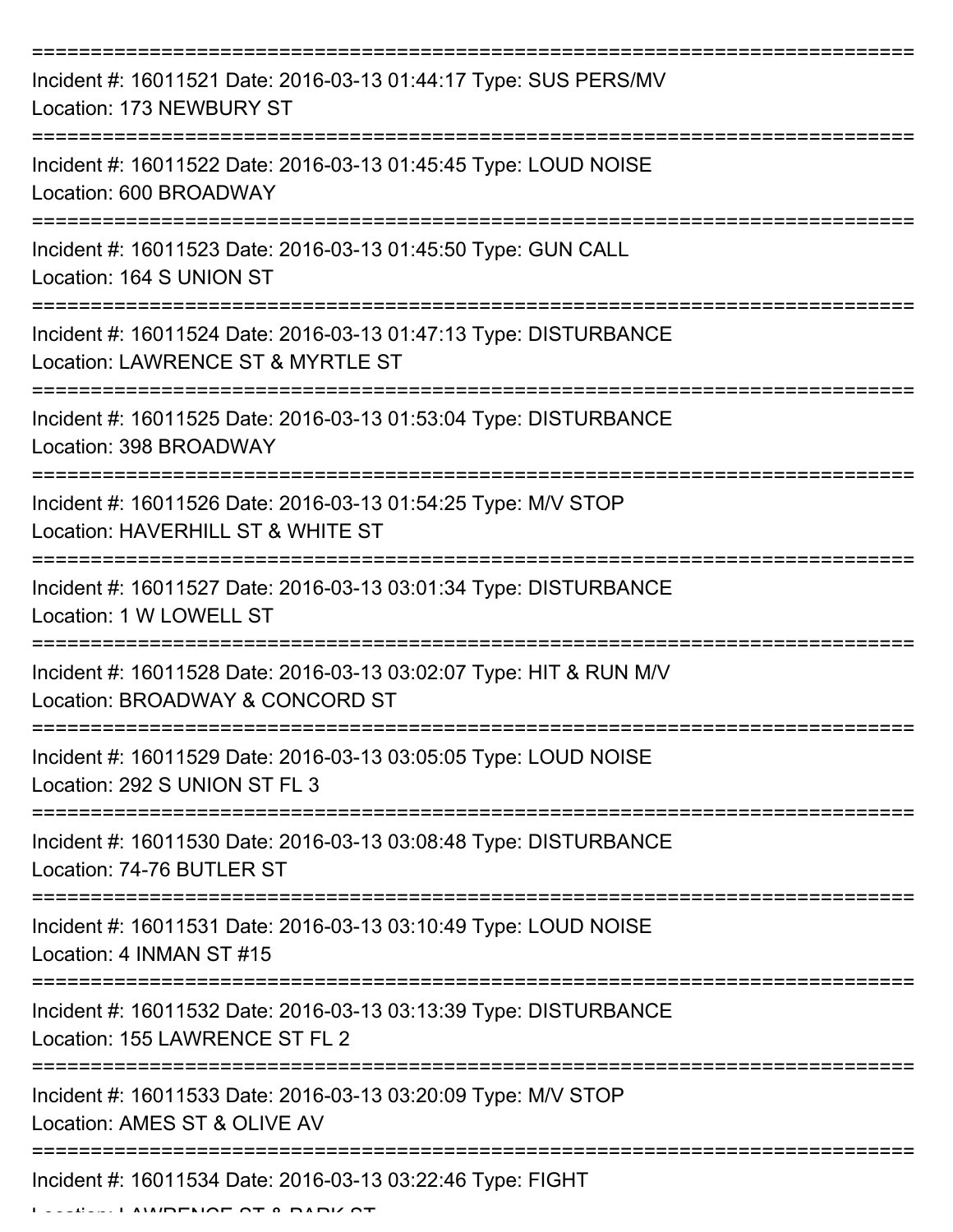===========================================================================

Incident #: 16011521 Date: 2016-03-13 01:44:17 Type: SUS PERS/MV
Location: 173 NEWBURY ST

===========================================================================

Incident #: 16011522 Date: 2016-03-13 01:45:45 Type: LOUD NOISE
Location: 600 BROADWAY

===========================================================================

Incident #: 16011523 Date: 2016-03-13 01:45:50 Type: GUN CALL
Location: 164 S UNION ST

===========================================================================

Incident #: 16011524 Date: 2016-03-13 01:47:13 Type: DISTURBANCE
Location: LAWRENCE ST & MYRTLE ST

===========================================================================

Incident #: 16011525 Date: 2016-03-13 01:53:04 Type: DISTURBANCE
Location: 398 BROADWAY

===========================================================================

Incident #: 16011526 Date: 2016-03-13 01:54:25 Type: M/V STOP
Location: HAVERHILL ST & WHITE ST

===========================================================================

Incident #: 16011527 Date: 2016-03-13 03:01:34 Type: DISTURBANCE
Location: 1 W LOWELL ST

===========================================================================

Incident #: 16011528 Date: 2016-03-13 03:02:07 Type: HIT & RUN M/V
Location: BROADWAY & CONCORD ST

===========================================================================

Incident #: 16011529 Date: 2016-03-13 03:05:05 Type: LOUD NOISE
Location: 292 S UNION ST FL 3

===========================================================================

Incident #: 16011530 Date: 2016-03-13 03:08:48 Type: DISTURBANCE
Location: 74-76 BUTLER ST

===========================================================================

Incident #: 16011531 Date: 2016-03-13 03:10:49 Type: LOUD NOISE
Location: 4 INMAN ST #15

===========================================================================

Incident #: 16011532 Date: 2016-03-13 03:13:39 Type: DISTURBANCE
Location: 155 LAWRENCE ST FL 2

===========================================================================

Incident #: 16011533 Date: 2016-03-13 03:20:09 Type: M/V STOP
Location: AMES ST & OLIVE AV

===========================================================================

Incident #: 16011534 Date: 2016-03-13 03:22:46 Type: FIGHT
Location: LAWRENCE ST & PARK ST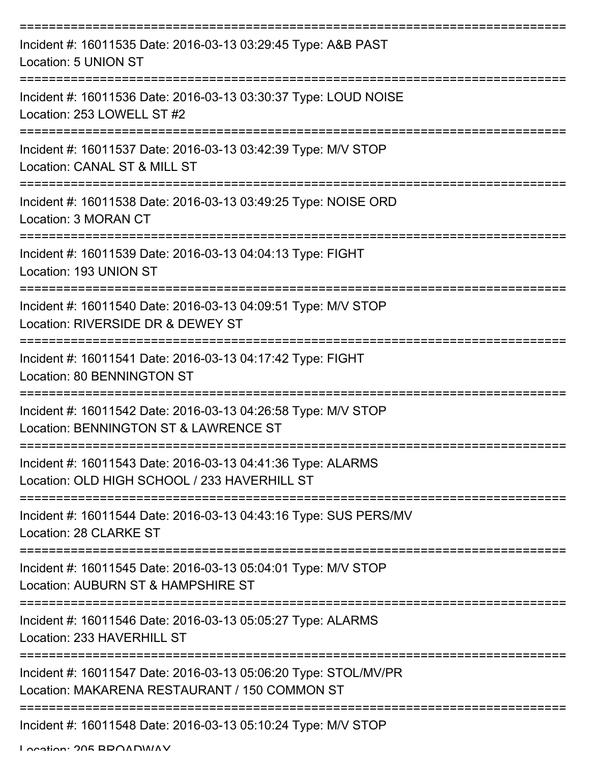Incident #: 16011535 Date: 2016-03-13 03:29:45 Type: A&B PAST
Location: 5 UNION ST

Incident #: 16011536 Date: 2016-03-13 03:30:37 Type: LOUD NOISE
Location: 253 LOWELL ST #2

Incident #: 16011537 Date: 2016-03-13 03:42:39 Type: M/V STOP
Location: CANAL ST & MILL ST

Incident #: 16011538 Date: 2016-03-13 03:49:25 Type: NOISE ORD
Location: 3 MORAN CT

Incident #: 16011539 Date: 2016-03-13 04:04:13 Type: FIGHT
Location: 193 UNION ST

Incident #: 16011540 Date: 2016-03-13 04:09:51 Type: M/V STOP
Location: RIVERSIDE DR & DEWEY ST

Incident #: 16011541 Date: 2016-03-13 04:17:42 Type: FIGHT
Location: 80 BENNINGTON ST

Incident #: 16011542 Date: 2016-03-13 04:26:58 Type: M/V STOP
Location: BENNINGTON ST & LAWRENCE ST

Incident #: 16011543 Date: 2016-03-13 04:41:36 Type: ALARMS
Location: OLD HIGH SCHOOL / 233 HAVERHILL ST

Incident #: 16011544 Date: 2016-03-13 04:43:16 Type: SUS PERS/MV
Location: 28 CLARKE ST

Incident #: 16011545 Date: 2016-03-13 05:04:01 Type: M/V STOP
Location: AUBURN ST & HAMPSHIRE ST

Incident #: 16011546 Date: 2016-03-13 05:05:27 Type: ALARMS
Location: 233 HAVERHILL ST

Incident #: 16011547 Date: 2016-03-13 05:06:20 Type: STOL/MV/PR
Location: MAKARENA RESTAURANT / 150 COMMON ST

Incident #: 16011548 Date: 2016-03-13 05:10:24 Type: M/V STOP
Location: 205 BROADWAY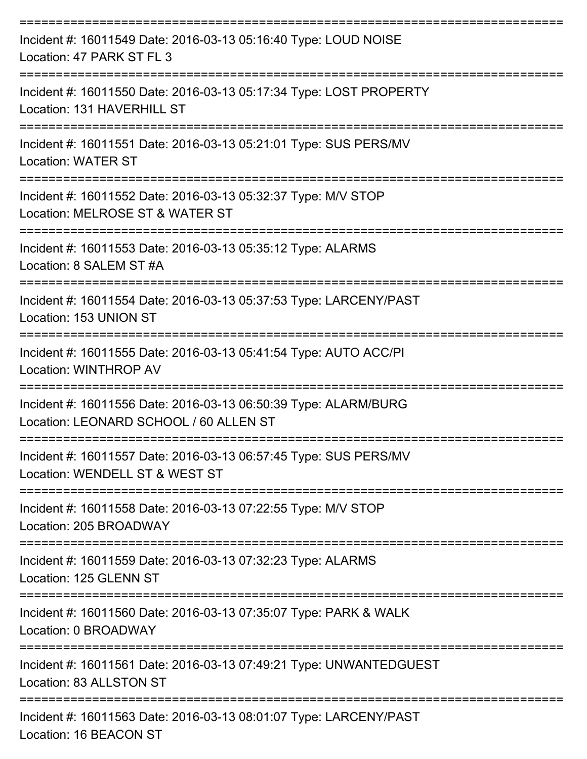===========================================================================

Incident #: 16011549 Date: 2016-03-13 05:16:40 Type: LOUD NOISE
Location: 47 PARK ST FL 3

===========================================================================

Incident #: 16011550 Date: 2016-03-13 05:17:34 Type: LOST PROPERTY
Location: 131 HAVERHILL ST

===========================================================================

Incident #: 16011551 Date: 2016-03-13 05:21:01 Type: SUS PERS/MV
Location: WATER ST

===========================================================================

Incident #: 16011552 Date: 2016-03-13 05:32:37 Type: M/V STOP
Location: MELROSE ST & WATER ST

===========================================================================

Incident #: 16011553 Date: 2016-03-13 05:35:12 Type: ALARMS
Location: 8 SALEM ST #A

===========================================================================

Incident #: 16011554 Date: 2016-03-13 05:37:53 Type: LARCENY/PAST
Location: 153 UNION ST

===========================================================================

Incident #: 16011555 Date: 2016-03-13 05:41:54 Type: AUTO ACC/PI
Location: WINTHROP AV

===========================================================================

Incident #: 16011556 Date: 2016-03-13 06:50:39 Type: ALARM/BURG
Location: LEONARD SCHOOL / 60 ALLEN ST

===========================================================================

Incident #: 16011557 Date: 2016-03-13 06:57:45 Type: SUS PERS/MV
Location: WENDELL ST & WEST ST

===========================================================================

Incident #: 16011558 Date: 2016-03-13 07:22:55 Type: M/V STOP
Location: 205 BROADWAY

===========================================================================

Incident #: 16011559 Date: 2016-03-13 07:32:23 Type: ALARMS
Location: 125 GLENN ST

===========================================================================

Incident #: 16011560 Date: 2016-03-13 07:35:07 Type: PARK & WALK
Location: 0 BROADWAY

===========================================================================

Incident #: 16011561 Date: 2016-03-13 07:49:21 Type: UNWANTEDGUEST
Location: 83 ALLSTON ST

===========================================================================

Incident #: 16011563 Date: 2016-03-13 08:01:07 Type: LARCENY/PAST
Location: 16 BEACON ST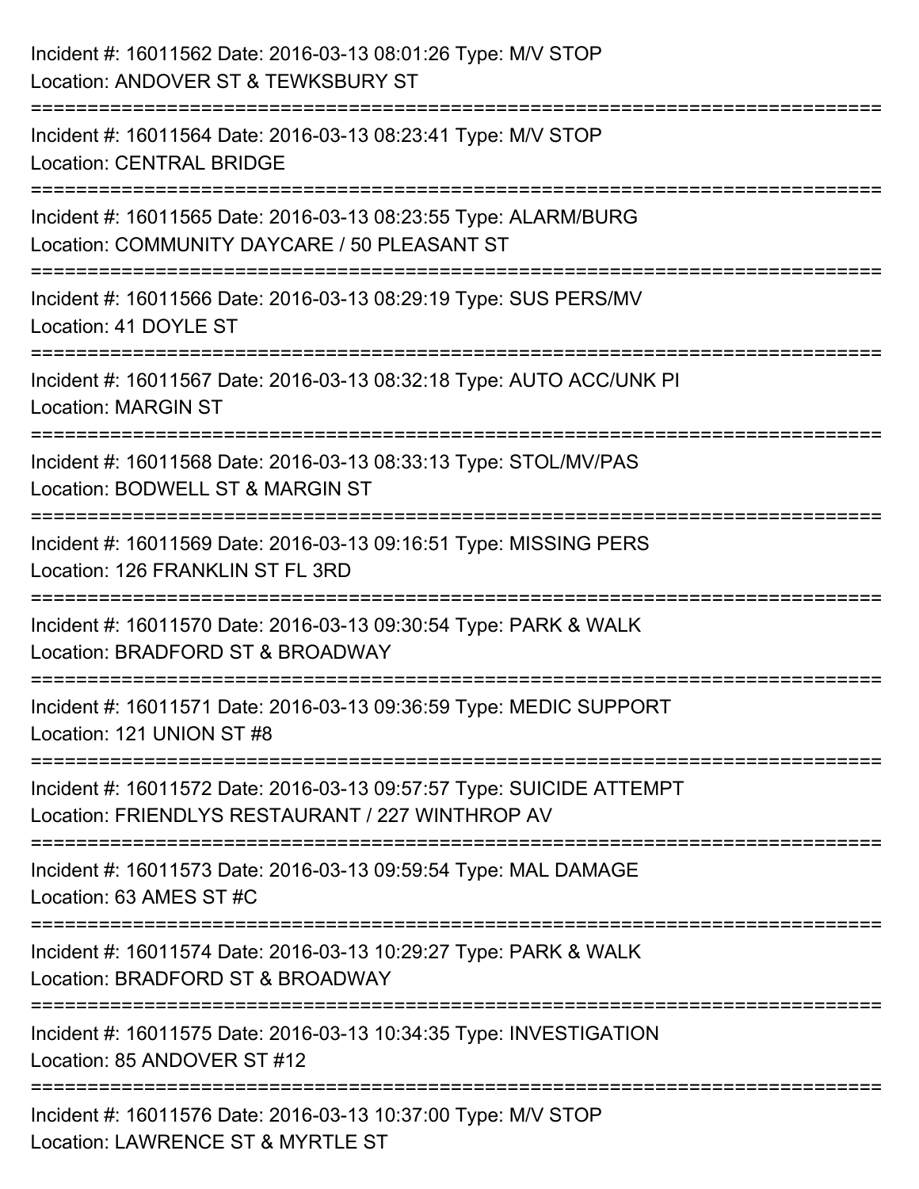Incident #: 16011562 Date: 2016-03-13 08:01:26 Type: M/V STOP
Location: ANDOVER ST & TEWKSBURY ST

===========================================================================

Incident #: 16011564 Date: 2016-03-13 08:23:41 Type: M/V STOP
Location: CENTRAL BRIDGE

===========================================================================

Incident #: 16011565 Date: 2016-03-13 08:23:55 Type: ALARM/BURG
Location: COMMUNITY DAYCARE / 50 PLEASANT ST

===========================================================================

Incident #: 16011566 Date: 2016-03-13 08:29:19 Type: SUS PERS/MV
Location: 41 DOYLE ST

===========================================================================

Incident #: 16011567 Date: 2016-03-13 08:32:18 Type: AUTO ACC/UNK PI
Location: MARGIN ST

===========================================================================

Incident #: 16011568 Date: 2016-03-13 08:33:13 Type: STOL/MV/PAS
Location: BODWELL ST & MARGIN ST

===========================================================================

Incident #: 16011569 Date: 2016-03-13 09:16:51 Type: MISSING PERS
Location: 126 FRANKLIN ST FL 3RD

===========================================================================

Incident #: 16011570 Date: 2016-03-13 09:30:54 Type: PARK & WALK
Location: BRADFORD ST & BROADWAY

===========================================================================

Incident #: 16011571 Date: 2016-03-13 09:36:59 Type: MEDIC SUPPORT
Location: 121 UNION ST #8

===========================================================================

Incident #: 16011572 Date: 2016-03-13 09:57:57 Type: SUICIDE ATTEMPT
Location: FRIENDLYS RESTAURANT / 227 WINTHROP AV

===========================================================================

Incident #: 16011573 Date: 2016-03-13 09:59:54 Type: MAL DAMAGE
Location: 63 AMES ST #C

===========================================================================

Incident #: 16011574 Date: 2016-03-13 10:29:27 Type: PARK & WALK
Location: BRADFORD ST & BROADWAY

===========================================================================

Incident #: 16011575 Date: 2016-03-13 10:34:35 Type: INVESTIGATION
Location: 85 ANDOVER ST #12

===========================================================================

Incident #: 16011576 Date: 2016-03-13 10:37:00 Type: M/V STOP
Location: LAWRENCE ST & MYRTLE ST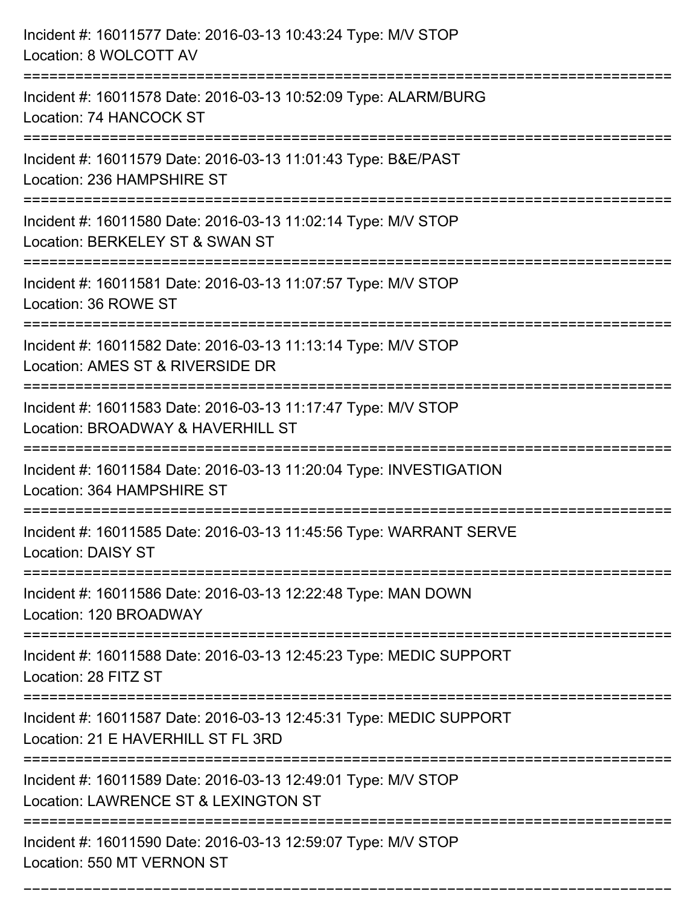Incident #: 16011577 Date: 2016-03-13 10:43:24 Type: M/V STOP
Location: 8 WOLCOTT AV

===========================================================================

Incident #: 16011578 Date: 2016-03-13 10:52:09 Type: ALARM/BURG
Location: 74 HANCOCK ST

===========================================================================

Incident #: 16011579 Date: 2016-03-13 11:01:43 Type: B&E/PAST
Location: 236 HAMPSHIRE ST

===========================================================================

Incident #: 16011580 Date: 2016-03-13 11:02:14 Type: M/V STOP
Location: BERKELEY ST & SWAN ST

===========================================================================

Incident #: 16011581 Date: 2016-03-13 11:07:57 Type: M/V STOP
Location: 36 ROWE ST

===========================================================================

Incident #: 16011582 Date: 2016-03-13 11:13:14 Type: M/V STOP
Location: AMES ST & RIVERSIDE DR

===========================================================================

Incident #: 16011583 Date: 2016-03-13 11:17:47 Type: M/V STOP
Location: BROADWAY & HAVERHILL ST

===========================================================================

Incident #: 16011584 Date: 2016-03-13 11:20:04 Type: INVESTIGATION
Location: 364 HAMPSHIRE ST

===========================================================================

Incident #: 16011585 Date: 2016-03-13 11:45:56 Type: WARRANT SERVE
Location: DAISY ST

===========================================================================

Incident #: 16011586 Date: 2016-03-13 12:22:48 Type: MAN DOWN
Location: 120 BROADWAY

===========================================================================

Incident #: 16011588 Date: 2016-03-13 12:45:23 Type: MEDIC SUPPORT
Location: 28 FITZ ST

===========================================================================

Incident #: 16011587 Date: 2016-03-13 12:45:31 Type: MEDIC SUPPORT
Location: 21 E HAVERHILL ST FL 3RD

===========================================================================

Incident #: 16011589 Date: 2016-03-13 12:49:01 Type: M/V STOP
Location: LAWRENCE ST & LEXINGTON ST

===========================================================================

Incident #: 16011590 Date: 2016-03-13 12:59:07 Type: M/V STOP
Location: 550 MT VERNON ST

===========================================================================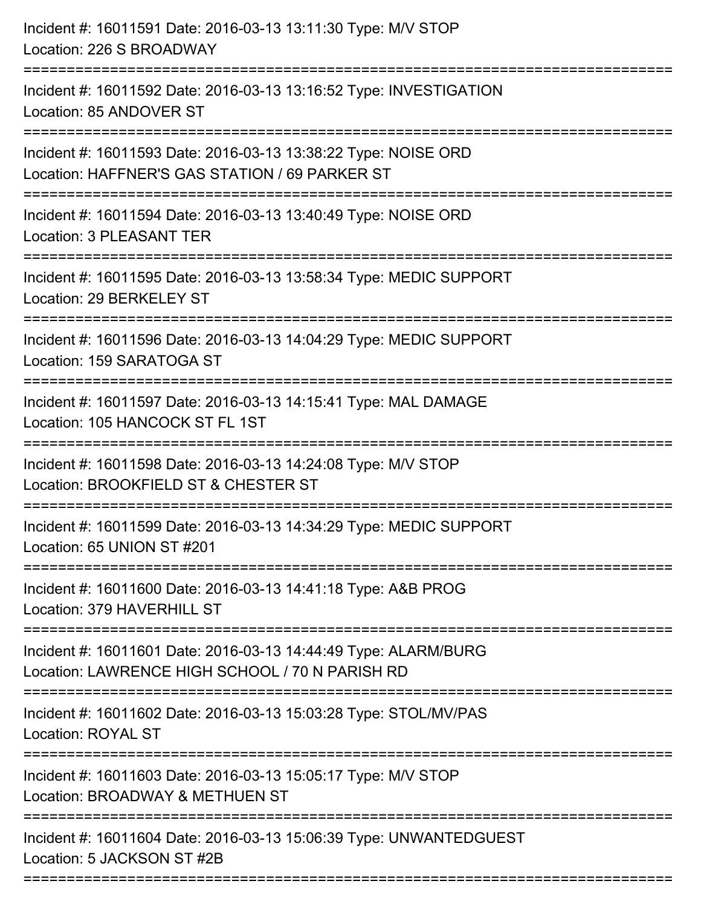Incident #: 16011591 Date: 2016-03-13 13:11:30 Type: M/V STOP
Location: 226 S BROADWAY

===========================================================================

Incident #: 16011592 Date: 2016-03-13 13:16:52 Type: INVESTIGATION
Location: 85 ANDOVER ST

===========================================================================

Incident #: 16011593 Date: 2016-03-13 13:38:22 Type: NOISE ORD
Location: HAFFNER'S GAS STATION / 69 PARKER ST

===========================================================================

Incident #: 16011594 Date: 2016-03-13 13:40:49 Type: NOISE ORD
Location: 3 PLEASANT TER

===========================================================================

Incident #: 16011595 Date: 2016-03-13 13:58:34 Type: MEDIC SUPPORT
Location: 29 BERKELEY ST

===========================================================================

Incident #: 16011596 Date: 2016-03-13 14:04:29 Type: MEDIC SUPPORT
Location: 159 SARATOGA ST

===========================================================================

Incident #: 16011597 Date: 2016-03-13 14:15:41 Type: MAL DAMAGE
Location: 105 HANCOCK ST FL 1ST

===========================================================================

Incident #: 16011598 Date: 2016-03-13 14:24:08 Type: M/V STOP
Location: BROOKFIELD ST & CHESTER ST

===========================================================================

Incident #: 16011599 Date: 2016-03-13 14:34:29 Type: MEDIC SUPPORT
Location: 65 UNION ST #201

===========================================================================

Incident #: 16011600 Date: 2016-03-13 14:41:18 Type: A&B PROG
Location: 379 HAVERHILL ST

===========================================================================

Incident #: 16011601 Date: 2016-03-13 14:44:49 Type: ALARM/BURG
Location: LAWRENCE HIGH SCHOOL / 70 N PARISH RD

===========================================================================

Incident #: 16011602 Date: 2016-03-13 15:03:28 Type: STOL/MV/PAS
Location: ROYAL ST

===========================================================================

Incident #: 16011603 Date: 2016-03-13 15:05:17 Type: M/V STOP
Location: BROADWAY & METHUEN ST

===========================================================================

Incident #: 16011604 Date: 2016-03-13 15:06:39 Type: UNWANTEDGUEST
Location: 5 JACKSON ST #2B

===========================================================================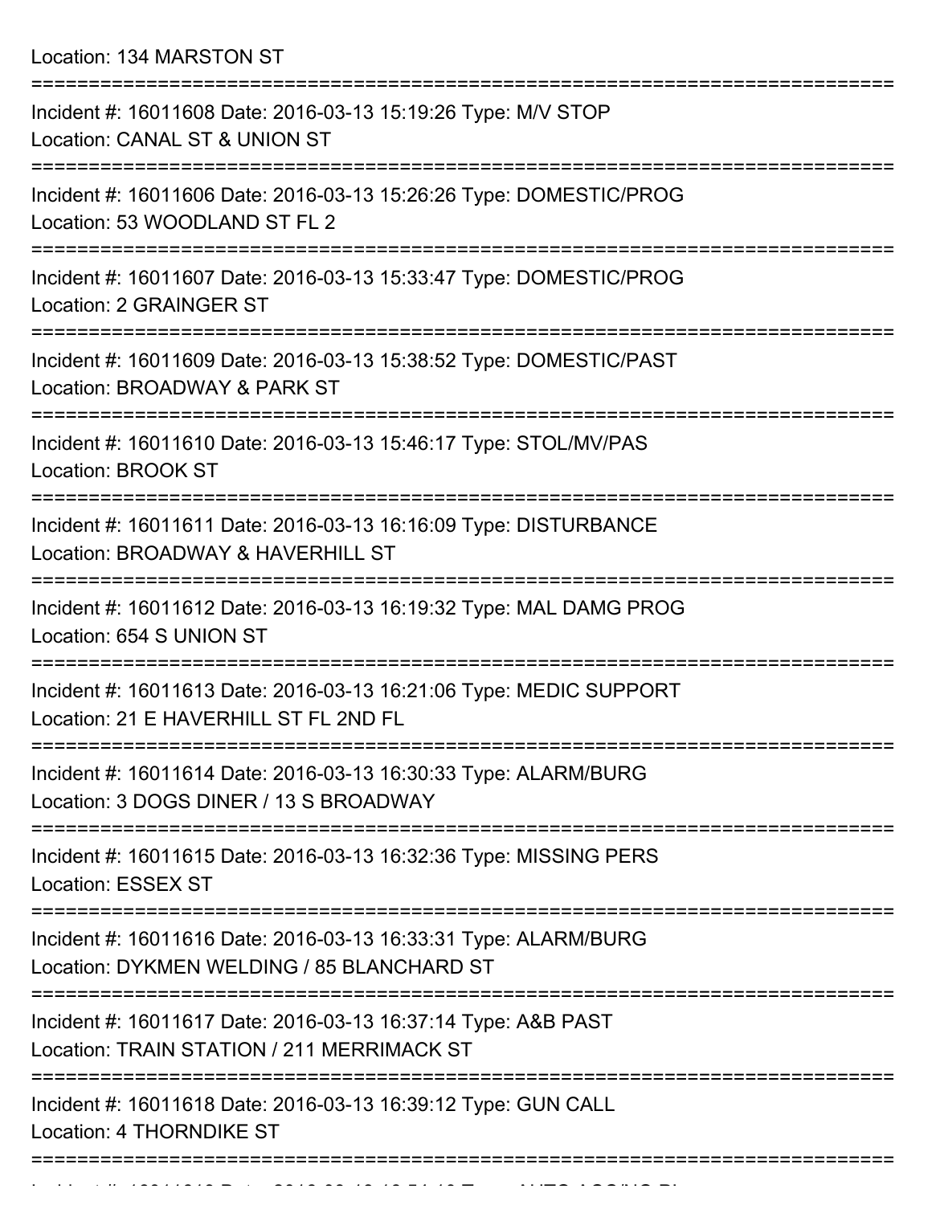Location: 134 MARSTON ST

===========================================================================

Incident #: 16011608 Date: 2016-03-13 15:19:26 Type: M/V STOP
Location: CANAL ST & UNION ST

===========================================================================

Incident #: 16011606 Date: 2016-03-13 15:26:26 Type: DOMESTIC/PROG
Location: 53 WOODLAND ST FL 2

===========================================================================

Incident #: 16011607 Date: 2016-03-13 15:33:47 Type: DOMESTIC/PROG
Location: 2 GRAINGER ST

===========================================================================

Incident #: 16011609 Date: 2016-03-13 15:38:52 Type: DOMESTIC/PAST
Location: BROADWAY & PARK ST

===========================================================================

Incident #: 16011610 Date: 2016-03-13 15:46:17 Type: STOL/MV/PAS
Location: BROOK ST

===========================================================================

Incident #: 16011611 Date: 2016-03-13 16:16:09 Type: DISTURBANCE
Location: BROADWAY & HAVERHILL ST

===========================================================================

Incident #: 16011612 Date: 2016-03-13 16:19:32 Type: MAL DAMG PROG
Location: 654 S UNION ST

===========================================================================

Incident #: 16011613 Date: 2016-03-13 16:21:06 Type: MEDIC SUPPORT
Location: 21 E HAVERHILL ST FL 2ND FL

===========================================================================

Incident #: 16011614 Date: 2016-03-13 16:30:33 Type: ALARM/BURG
Location: 3 DOGS DINER / 13 S BROADWAY

===========================================================================

Incident #: 16011615 Date: 2016-03-13 16:32:36 Type: MISSING PERS
Location: ESSEX ST

===========================================================================

Incident #: 16011616 Date: 2016-03-13 16:33:31 Type: ALARM/BURG
Location: DYKMEN WELDING / 85 BLANCHARD ST

===========================================================================

Incident #: 16011617 Date: 2016-03-13 16:37:14 Type: A&B PAST
Location: TRAIN STATION / 211 MERRIMACK ST

===========================================================================

Incident #: 16011618 Date: 2016-03-13 16:39:12 Type: GUN CALL
Location: 4 THORNDIKE ST

===========================================================================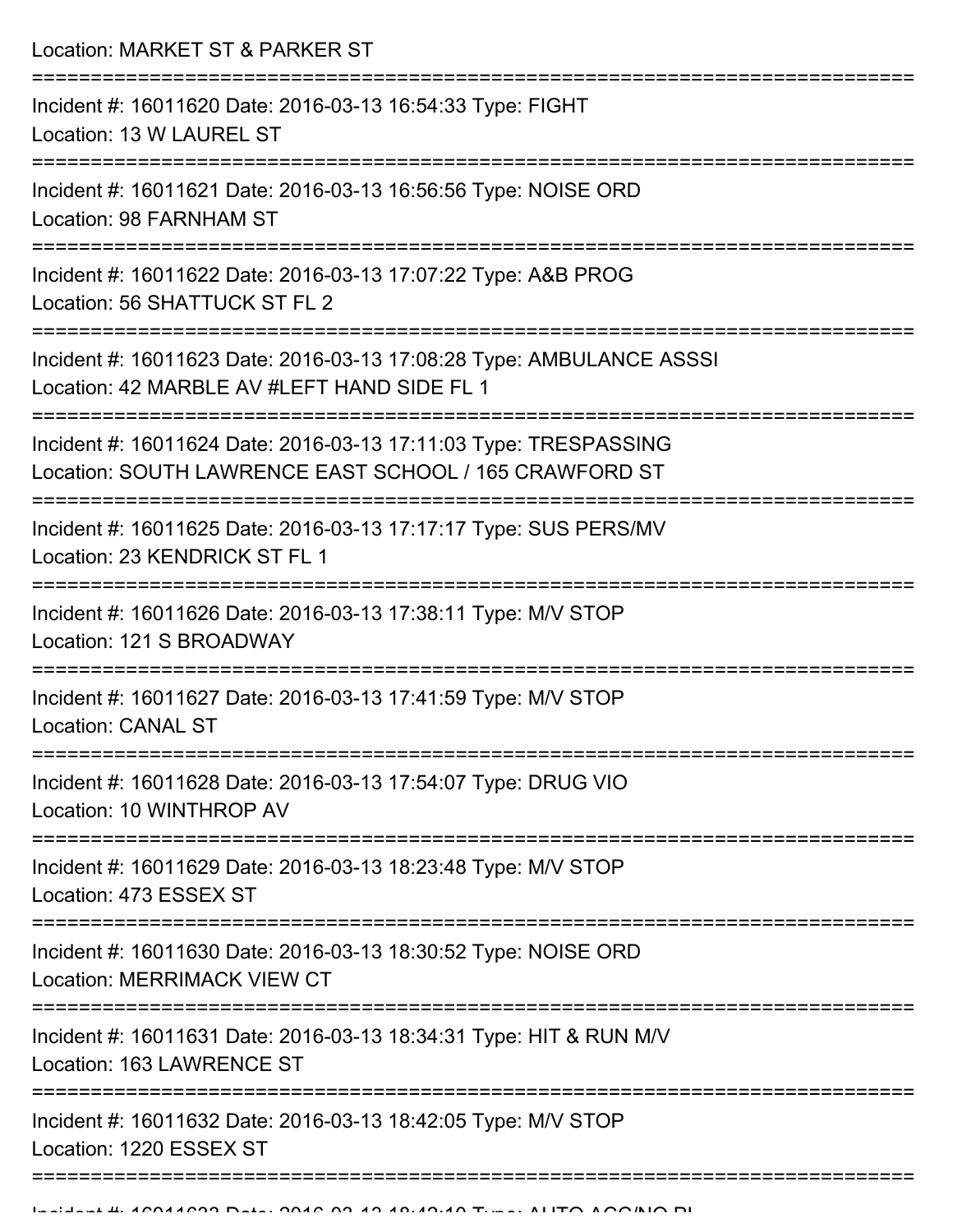Location: MARKET ST & PARKER ST

===========================================================================

Incident #: 16011620 Date: 2016-03-13 16:54:33 Type: FIGHT
Location: 13 W LAUREL ST

===========================================================================

Incident #: 16011621 Date: 2016-03-13 16:56:56 Type: NOISE ORD
Location: 98 FARNHAM ST

===========================================================================

Incident #: 16011622 Date: 2016-03-13 17:07:22 Type: A&B PROG
Location: 56 SHATTUCK ST FL 2

===========================================================================

Incident #: 16011623 Date: 2016-03-13 17:08:28 Type: AMBULANCE ASSSI
Location: 42 MARBLE AV #LEFT HAND SIDE FL 1

===========================================================================

Incident #: 16011624 Date: 2016-03-13 17:11:03 Type: TRESPASSING
Location: SOUTH LAWRENCE EAST SCHOOL / 165 CRAWFORD ST

===========================================================================

Incident #: 16011625 Date: 2016-03-13 17:17:17 Type: SUS PERS/MV
Location: 23 KENDRICK ST FL 1

===========================================================================

Incident #: 16011626 Date: 2016-03-13 17:38:11 Type: M/V STOP
Location: 121 S BROADWAY

===========================================================================

Incident #: 16011627 Date: 2016-03-13 17:41:59 Type: M/V STOP
Location: CANAL ST

===========================================================================

Incident #: 16011628 Date: 2016-03-13 17:54:07 Type: DRUG VIO
Location: 10 WINTHROP AV

===========================================================================

Incident #: 16011629 Date: 2016-03-13 18:23:48 Type: M/V STOP
Location: 473 ESSEX ST

===========================================================================

Incident #: 16011630 Date: 2016-03-13 18:30:52 Type: NOISE ORD
Location: MERRIMACK VIEW CT

===========================================================================

Incident #: 16011631 Date: 2016-03-13 18:34:31 Type: HIT & RUN M/V
Location: 163 LAWRENCE ST

===========================================================================

Incident #: 16011632 Date: 2016-03-13 18:42:05 Type: M/V STOP
Location: 1220 ESSEX ST

===========================================================================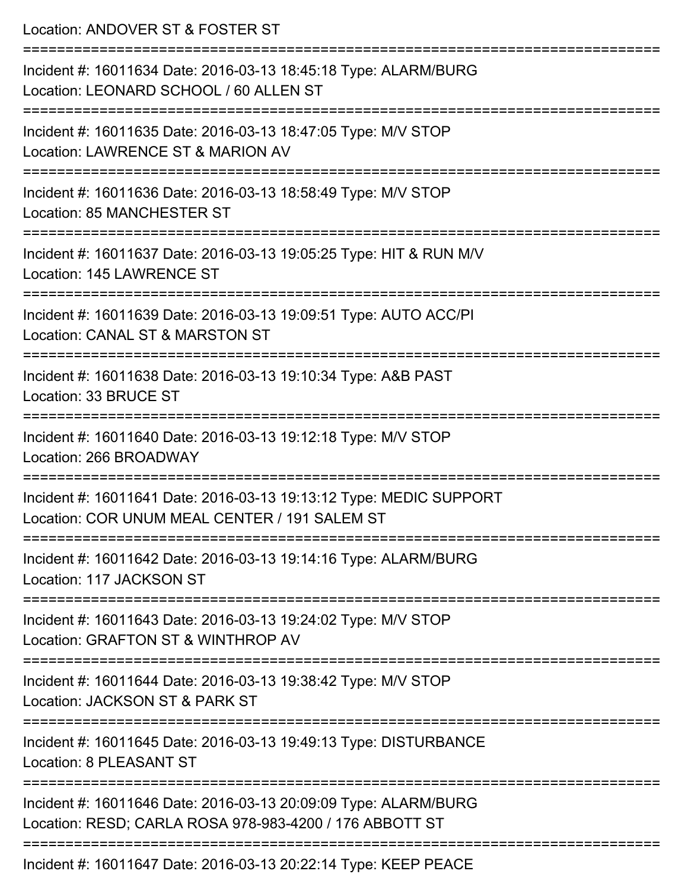Location: ANDOVER ST & FOSTER ST

===========================================================================

Incident #: 16011634 Date: 2016-03-13 18:45:18 Type: ALARM/BURG
Location: LEONARD SCHOOL / 60 ALLEN ST

===========================================================================

Incident #: 16011635 Date: 2016-03-13 18:47:05 Type: M/V STOP
Location: LAWRENCE ST & MARION AV

===========================================================================

Incident #: 16011636 Date: 2016-03-13 18:58:49 Type: M/V STOP
Location: 85 MANCHESTER ST

===========================================================================

Incident #: 16011637 Date: 2016-03-13 19:05:25 Type: HIT & RUN M/V
Location: 145 LAWRENCE ST

===========================================================================

Incident #: 16011639 Date: 2016-03-13 19:09:51 Type: AUTO ACC/PI
Location: CANAL ST & MARSTON ST

===========================================================================

Incident #: 16011638 Date: 2016-03-13 19:10:34 Type: A&B PAST
Location: 33 BRUCE ST

===========================================================================

Incident #: 16011640 Date: 2016-03-13 19:12:18 Type: M/V STOP
Location: 266 BROADWAY

===========================================================================

Incident #: 16011641 Date: 2016-03-13 19:13:12 Type: MEDIC SUPPORT
Location: COR UNUM MEAL CENTER / 191 SALEM ST

===========================================================================

Incident #: 16011642 Date: 2016-03-13 19:14:16 Type: ALARM/BURG
Location: 117 JACKSON ST

===========================================================================

Incident #: 16011643 Date: 2016-03-13 19:24:02 Type: M/V STOP
Location: GRAFTON ST & WINTHROP AV

===========================================================================

Incident #: 16011644 Date: 2016-03-13 19:38:42 Type: M/V STOP
Location: JACKSON ST & PARK ST

===========================================================================

Incident #: 16011645 Date: 2016-03-13 19:49:13 Type: DISTURBANCE
Location: 8 PLEASANT ST

===========================================================================

Incident #: 16011646 Date: 2016-03-13 20:09:09 Type: ALARM/BURG
Location: RESD; CARLA ROSA 978-983-4200 / 176 ABBOTT ST

===========================================================================

Incident #: 16011647 Date: 2016-03-13 20:22:14 Type: KEEP PEACE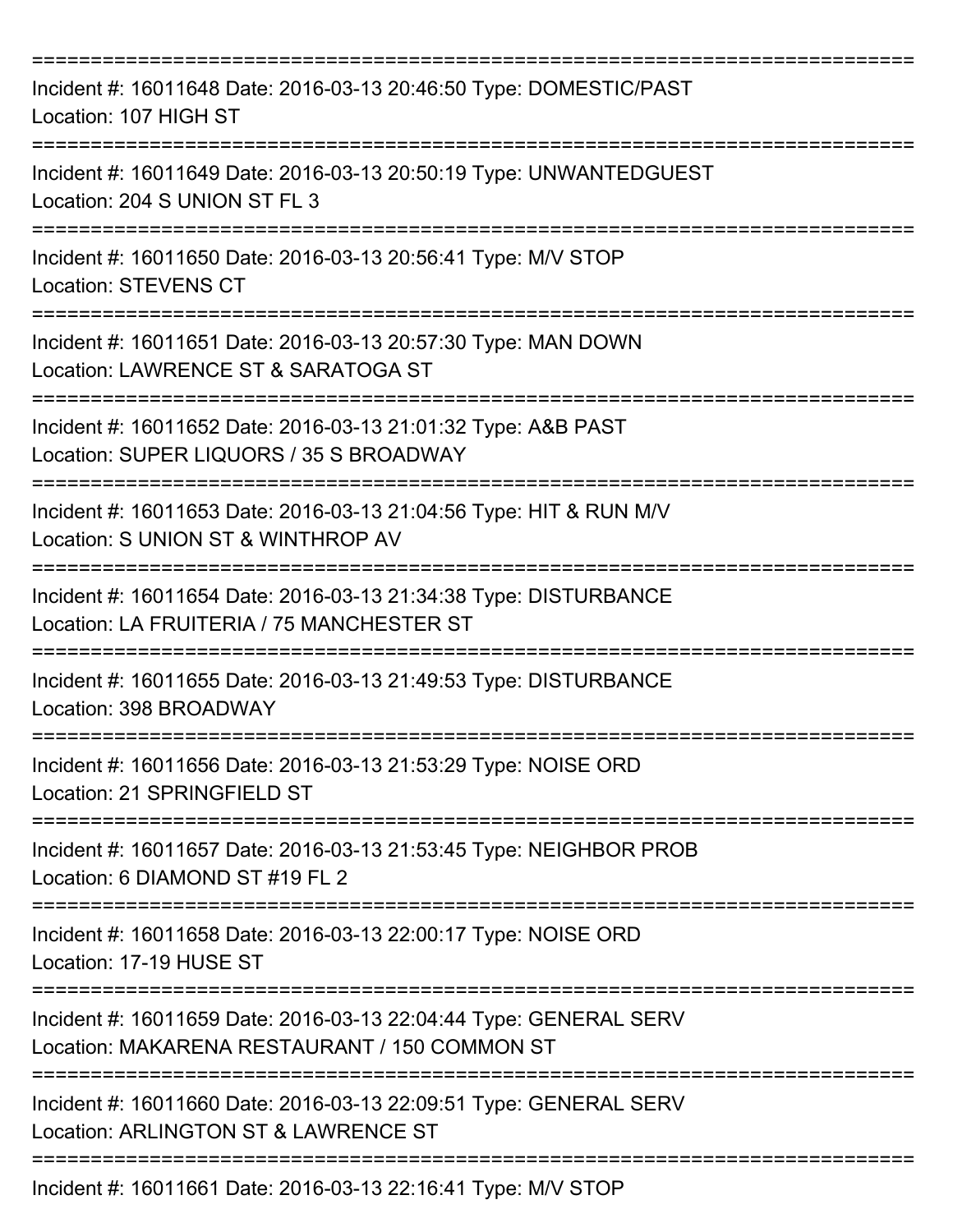===========================================================================

Incident #: 16011648 Date: 2016-03-13 20:46:50 Type: DOMESTIC/PAST
Location: 107 HIGH ST

===========================================================================

Incident #: 16011649 Date: 2016-03-13 20:50:19 Type: UNWANTEDGUEST
Location: 204 S UNION ST FL 3

===========================================================================

Incident #: 16011650 Date: 2016-03-13 20:56:41 Type: M/V STOP
Location: STEVENS CT

===========================================================================

Incident #: 16011651 Date: 2016-03-13 20:57:30 Type: MAN DOWN
Location: LAWRENCE ST & SARATOGA ST

===========================================================================

Incident #: 16011652 Date: 2016-03-13 21:01:32 Type: A&B PAST
Location: SUPER LIQUORS / 35 S BROADWAY

===========================================================================

Incident #: 16011653 Date: 2016-03-13 21:04:56 Type: HIT & RUN M/V
Location: S UNION ST & WINTHROP AV

===========================================================================

Incident #: 16011654 Date: 2016-03-13 21:34:38 Type: DISTURBANCE
Location: LA FRUITERIA / 75 MANCHESTER ST

===========================================================================

Incident #: 16011655 Date: 2016-03-13 21:49:53 Type: DISTURBANCE
Location: 398 BROADWAY

===========================================================================

Incident #: 16011656 Date: 2016-03-13 21:53:29 Type: NOISE ORD
Location: 21 SPRINGFIELD ST

===========================================================================

Incident #: 16011657 Date: 2016-03-13 21:53:45 Type: NEIGHBOR PROB
Location: 6 DIAMOND ST #19 FL 2

===========================================================================

Incident #: 16011658 Date: 2016-03-13 22:00:17 Type: NOISE ORD
Location: 17-19 HUSE ST

===========================================================================

Incident #: 16011659 Date: 2016-03-13 22:04:44 Type: GENERAL SERV
Location: MAKARENA RESTAURANT / 150 COMMON ST

===========================================================================

Incident #: 16011660 Date: 2016-03-13 22:09:51 Type: GENERAL SERV
Location: ARLINGTON ST & LAWRENCE ST

===========================================================================

Incident #: 16011661 Date: 2016-03-13 22:16:41 Type: M/V STOP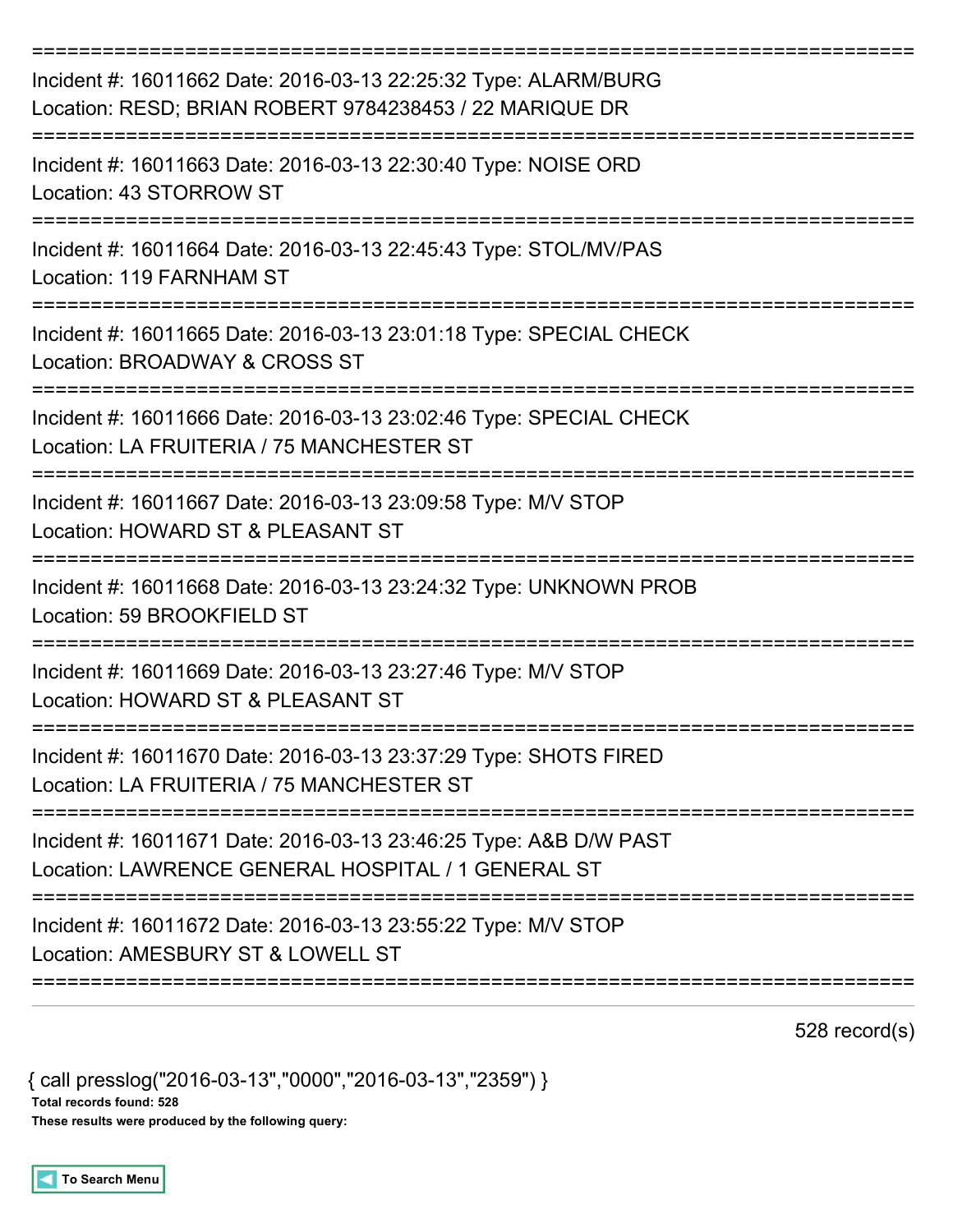Incident #: 16011662 Date: 2016-03-13 22:25:32 Type: ALARM/BURG
Location: RESD; BRIAN ROBERT 9784238453 / 22 MARIQUE DR

Incident #: 16011663 Date: 2016-03-13 22:30:40 Type: NOISE ORD
Location: 43 STORROW ST

Incident #: 16011664 Date: 2016-03-13 22:45:43 Type: STOL/MV/PAS
Location: 119 FARNHAM ST

Incident #: 16011665 Date: 2016-03-13 23:01:18 Type: SPECIAL CHECK
Location: BROADWAY & CROSS ST

Incident #: 16011666 Date: 2016-03-13 23:02:46 Type: SPECIAL CHECK
Location: LA FRUITERIA / 75 MANCHESTER ST

Incident #: 16011667 Date: 2016-03-13 23:09:58 Type: M/V STOP
Location: HOWARD ST & PLEASANT ST

Incident #: 16011668 Date: 2016-03-13 23:24:32 Type: UNKNOWN PROB
Location: 59 BROOKFIELD ST

Incident #: 16011669 Date: 2016-03-13 23:27:46 Type: M/V STOP
Location: HOWARD ST & PLEASANT ST

Incident #: 16011670 Date: 2016-03-13 23:37:29 Type: SHOTS FIRED
Location: LA FRUITERIA / 75 MANCHESTER ST

Incident #: 16011671 Date: 2016-03-13 23:46:25 Type: A&B D/W PAST
Location: LAWRENCE GENERAL HOSPITAL / 1 GENERAL ST

Incident #: 16011672 Date: 2016-03-13 23:55:22 Type: M/V STOP
Location: AMESBURY ST & LOWELL ST

528 record(s)

{ call presslog("2016-03-13","0000","2016-03-13","2359") }

**Total records found: 528**

**These results were produced by the following query:**

To Search Menu